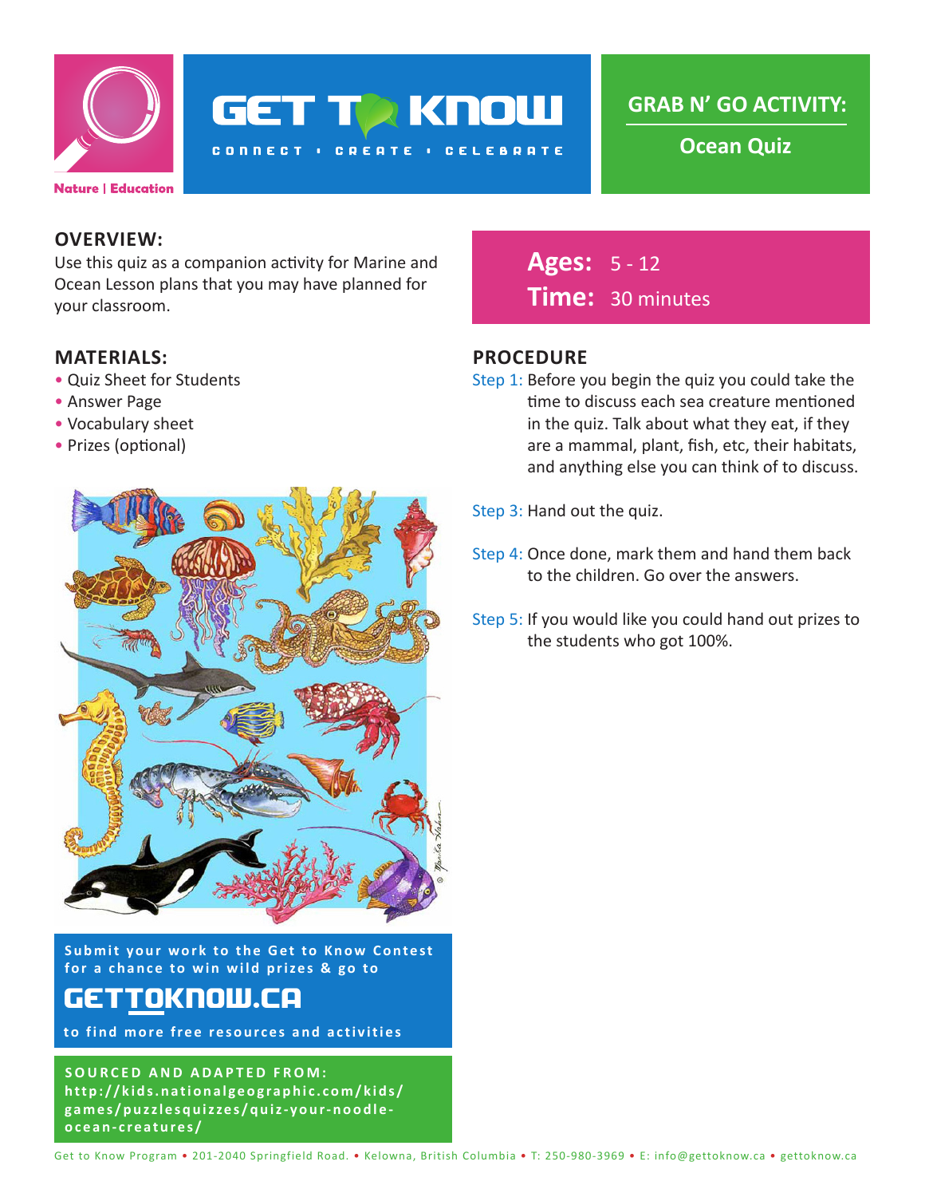Nature | Education

# GET TO KNOW

CONNECT • CREATE • CELEBRATE

## GRAB N' GO ACTIVITY:

## Ocean Quiz

## OVERVIEW:

Use this quiz as a companion activity for Marine and Ocean Lesson plans that you may have planned for your classroom.

**Ages:** 5 - 12
**Time:** 30 minutes

## MATERIALS:

- Quiz Sheet for Students
- Answer Page
- Vocabulary sheet
- Prizes (optional)

## PROCEDURE

Step 1: Before you begin the quiz you could take the time to discuss each sea creature mentioned in the quiz. Talk about what they eat, if they are a mammal, plant, fish, etc, their habitats, and anything else you can think of to discuss.

Step 3: Hand out the quiz.

Step 4: Once done, mark them and hand them back to the children. Go over the answers.

Step 5: If you would like you could hand out prizes to the students who got 100%.

Submit your work to the Get to Know Contest for a chance to win wild prizes & go to

**GETTOKNOW.CA**

to find more free resources and activities

**SOURCED AND ADAPTED FROM:**
**http://kids.nationalgeographic.com/kids/games/puzzlesquizzes/quiz-your-noodle-ocean-creatures/**

Get to Know Program • 201-2040 Springfield Road. • Kelowna, British Columbia • T: 250-980-3969 • E: info@gettoknow.ca • gettoknow.ca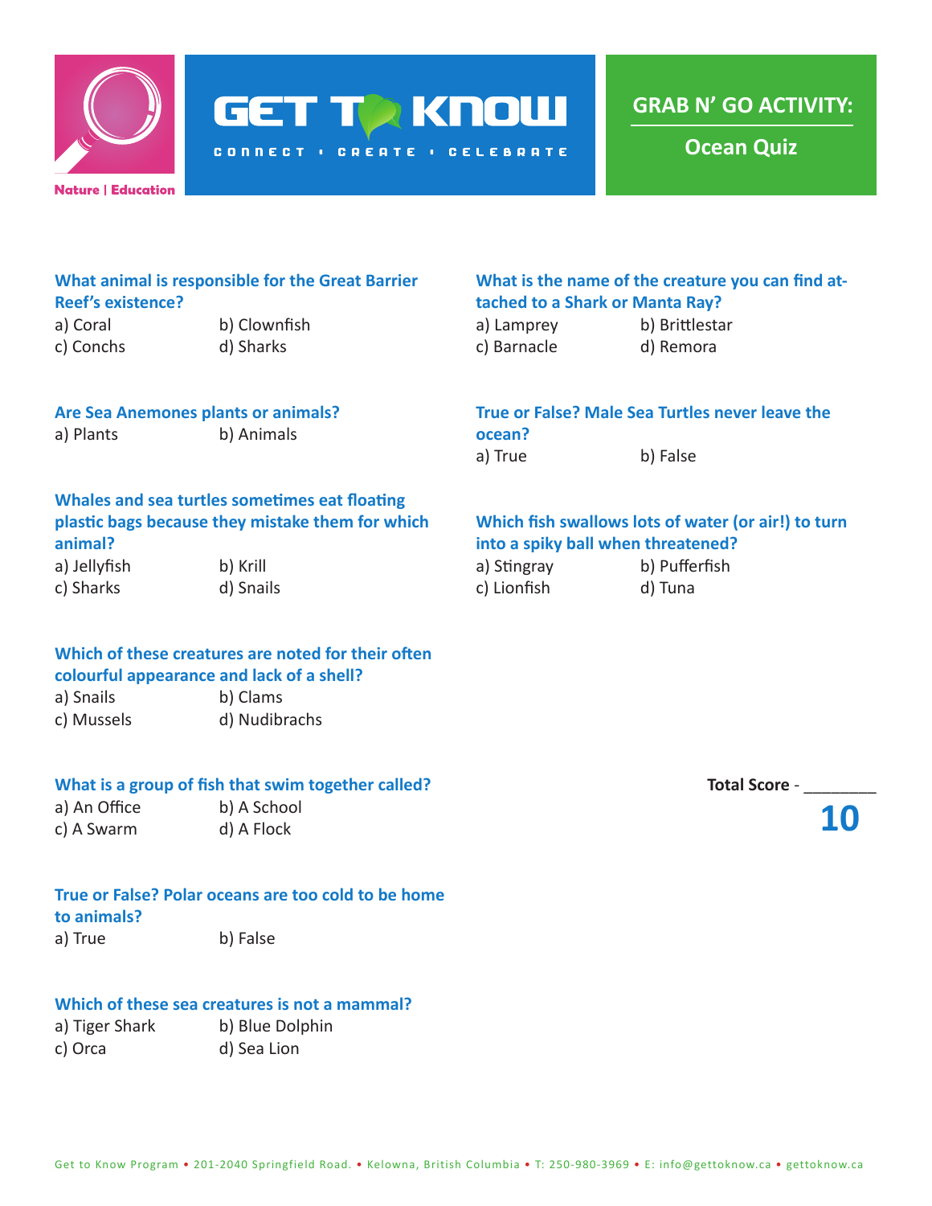GET TO KNOW

CONNECT • CREATE • CELEBRATE

Nature | Education

## GRAB N' GO ACTIVITY:

## Ocean Quiz

**What animal is responsible for the Great Barrier Reef's existence?**

a) Coral  b) Clownfish
c) Conchs  d) Sharks

**Are Sea Anemones plants or animals?**

a) Plants  b) Animals

**Whales and sea turtles sometimes eat floating plastic bags because they mistake them for which animal?**

a) Jellyfish  b) Krill
c) Sharks  d) Snails

**Which of these creatures are noted for their often colourful appearance and lack of a shell?**

a) Snails  b) Clams
c) Mussels  d) Nudibrachs

**What is a group of fish that swim together called?**

a) An Office  b) A School
c) A Swarm  d) A Flock

**True or False? Polar oceans are too cold to be home to animals?**

a) True  b) False

**Which of these sea creatures is not a mammal?**

a) Tiger Shark  b) Blue Dolphin
c) Orca  d) Sea Lion

**What is the name of the creature you can find attached to a Shark or Manta Ray?**

a) Lamprey  b) Brittlestar
c) Barnacle  d) Remora

**True or False? Male Sea Turtles never leave the ocean?**

a) True  b) False

**Which fish swallows lots of water (or air!) to turn into a spiky ball when threatened?**

a) Stingray  b) Pufferfish
c) Lionfish  d) Tuna

**Total Score** - ________

**10**

Get to Know Program • 201-2040 Springfield Road. • Kelowna, British Columbia • T: 250-980-3969 • E: info@gettoknow.ca • gettoknow.ca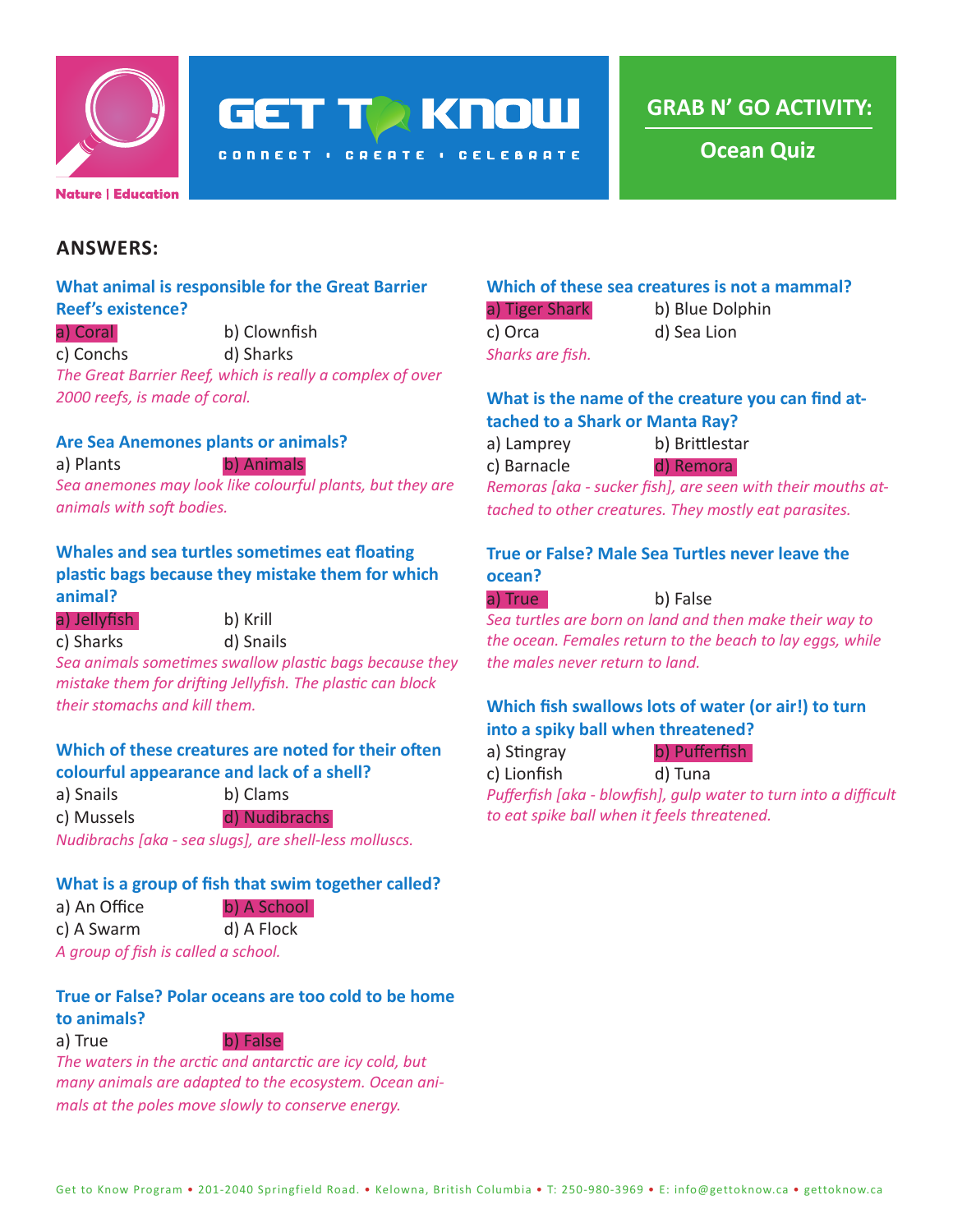GET TO KNOW

CONNECT • CREATE • CELEBRATE

Nature | Education

**GRAB N' GO ACTIVITY:**

**Ocean Quiz**

## ANSWERS:

### What animal is responsible for the Great Barrier Reef's existence?

**a) Coral** b) Clownfish
c) Conchs d) Sharks

*The Great Barrier Reef, which is really a complex of over 2000 reefs, is made of coral.*

### Are Sea Anemones plants or animals?

a) Plants **b) Animals**

*Sea anemones may look like colourful plants, but they are animals with soft bodies.*

### Whales and sea turtles sometimes eat floating plastic bags because they mistake them for which animal?

**a) Jellyfish** b) Krill
c) Sharks d) Snails

*Sea animals sometimes swallow plastic bags because they mistake them for drifting Jellyfish. The plastic can block their stomachs and kill them.*

### Which of these creatures are noted for their often colourful appearance and lack of a shell?

a) Snails b) Clams
c) Mussels **d) Nudibrachs**

*Nudibrachs [aka - sea slugs], are shell-less molluscs.*

### What is a group of fish that swim together called?

a) An Office **b) A School**
c) A Swarm d) A Flock

*A group of fish is called a school.*

### True or False? Polar oceans are too cold to be home to animals?

a) True **b) False**

*The waters in the arctic and antarctic are icy cold, but many animals are adapted to the ecosystem. Ocean animals at the poles move slowly to conserve energy.*

### Which of these sea creatures is not a mammal?

**a) Tiger Shark** b) Blue Dolphin
c) Orca d) Sea Lion

*Sharks are fish.*

### What is the name of the creature you can find attached to a Shark or Manta Ray?

a) Lamprey b) Brittlestar
c) Barnacle **d) Remora**

*Remoras [aka - sucker fish], are seen with their mouths attached to other creatures. They mostly eat parasites.*

### True or False? Male Sea Turtles never leave the ocean?

**a) True** b) False

*Sea turtles are born on land and then make their way to the ocean. Females return to the beach to lay eggs, while the males never return to land.*

### Which fish swallows lots of water (or air!) to turn into a spiky ball when threatened?

a) Stingray **b) Pufferfish**
c) Lionfish d) Tuna

*Pufferfish [aka - blowfish], gulp water to turn into a difficult to eat spike ball when it feels threatened.*

Get to Know Program • 201-2040 Springfield Road. • Kelowna, British Columbia • T: 250-980-3969 • E: info@gettoknow.ca • gettoknow.ca